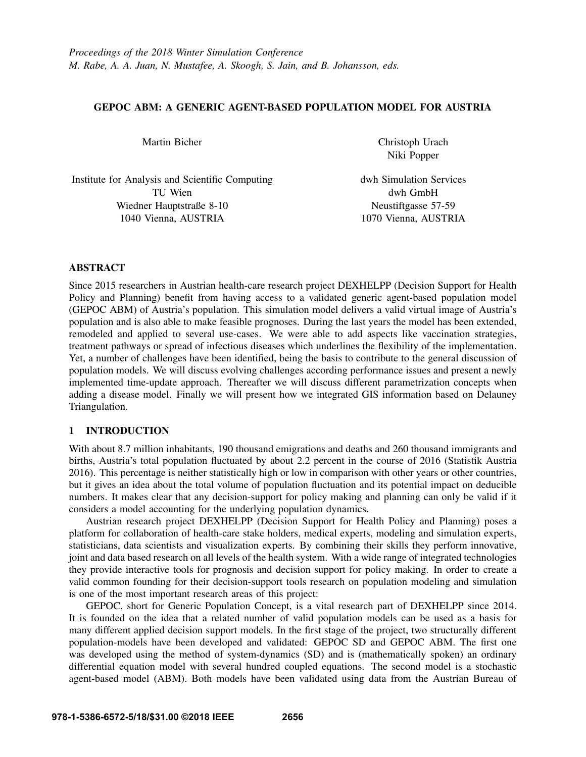*Proceedings of the 2018 Winter Simulation Conference*
*M. Rabe, A. A. Juan, N. Mustafee, A. Skoogh, S. Jain, and B. Johansson, eds.*

# GEPOC ABM: A GENERIC AGENT-BASED POPULATION MODEL FOR AUSTRIA

Martin Bicher

Institute for Analysis and Scientific Computing
TU Wien
Wiedner Hauptstraße 8-10
1040 Vienna, AUSTRIA

Christoph Urach
Niki Popper

dwh Simulation Services
dwh GmbH
Neustiftgasse 57-59
1070 Vienna, AUSTRIA

## ABSTRACT

Since 2015 researchers in Austrian health-care research project DEXHELPP (Decision Support for Health Policy and Planning) benefit from having access to a validated generic agent-based population model (GEPOC ABM) of Austria's population. This simulation model delivers a valid virtual image of Austria's population and is also able to make feasible prognoses. During the last years the model has been extended, remodeled and applied to several use-cases. We were able to add aspects like vaccination strategies, treatment pathways or spread of infectious diseases which underlines the flexibility of the implementation. Yet, a number of challenges have been identified, being the basis to contribute to the general discussion of population models. We will discuss evolving challenges according performance issues and present a newly implemented time-update approach. Thereafter we will discuss different parametrization concepts when adding a disease model. Finally we will present how we integrated GIS information based on Delauney Triangulation.

## 1 INTRODUCTION

With about 8.7 million inhabitants, 190 thousand emigrations and deaths and 260 thousand immigrants and births, Austria's total population fluctuated by about 2.2 percent in the course of 2016 (Statistik Austria 2016). This percentage is neither statistically high or low in comparison with other years or other countries, but it gives an idea about the total volume of population fluctuation and its potential impact on deducible numbers. It makes clear that any decision-support for policy making and planning can only be valid if it considers a model accounting for the underlying population dynamics.

Austrian research project DEXHELPP (Decision Support for Health Policy and Planning) poses a platform for collaboration of health-care stake holders, medical experts, modeling and simulation experts, statisticians, data scientists and visualization experts. By combining their skills they perform innovative, joint and data based research on all levels of the health system. With a wide range of integrated technologies they provide interactive tools for prognosis and decision support for policy making. In order to create a valid common founding for their decision-support tools research on population modeling and simulation is one of the most important research areas of this project:

GEPOC, short for Generic Population Concept, is a vital research part of DEXHELPP since 2014. It is founded on the idea that a related number of valid population models can be used as a basis for many different applied decision support models. In the first stage of the project, two structurally different population-models have been developed and validated: GEPOC SD and GEPOC ABM. The first one was developed using the method of system-dynamics (SD) and is (mathematically spoken) an ordinary differential equation model with several hundred coupled equations. The second model is a stochastic agent-based model (ABM). Both models have been validated using data from the Austrian Bureau of

978-1-5386-6572-5/18/$31.00 ©2018 IEEE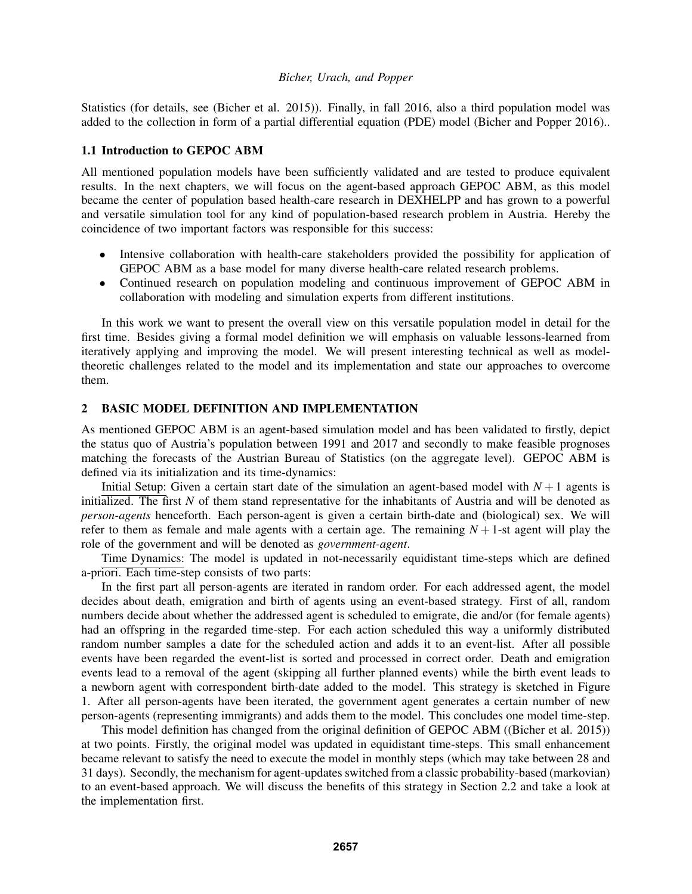Statistics (for details, see (Bicher et al. 2015)). Finally, in fall 2016, also a third population model was added to the collection in form of a partial differential equation (PDE) model (Bicher and Popper 2016)..

### 1.1 Introduction to GEPOC ABM

All mentioned population models have been sufficiently validated and are tested to produce equivalent results. In the next chapters, we will focus on the agent-based approach GEPOC ABM, as this model became the center of population based health-care research in DEXHELPP and has grown to a powerful and versatile simulation tool for any kind of population-based research problem in Austria. Hereby the coincidence of two important factors was responsible for this success:

- Intensive collaboration with health-care stakeholders provided the possibility for application of GEPOC ABM as a base model for many diverse health-care related research problems.
- Continued research on population modeling and continuous improvement of GEPOC ABM in collaboration with modeling and simulation experts from different institutions.

In this work we want to present the overall view on this versatile population model in detail for the first time. Besides giving a formal model definition we will emphasis on valuable lessons-learned from iteratively applying and improving the model. We will present interesting technical as well as model-theoretic challenges related to the model and its implementation and state our approaches to overcome them.

## 2 BASIC MODEL DEFINITION AND IMPLEMENTATION

As mentioned GEPOC ABM is an agent-based simulation model and has been validated to firstly, depict the status quo of Austria's population between 1991 and 2017 and secondly to make feasible prognoses matching the forecasts of the Austrian Bureau of Statistics (on the aggregate level). GEPOC ABM is defined via its initialization and its time-dynamics:

Initial Setup: Given a certain start date of the simulation an agent-based model with $N+1$ agents is initialized. The first $N$ of them stand representative for the inhabitants of Austria and will be denoted as *person-agents* henceforth. Each person-agent is given a certain birth-date and (biological) sex. We will refer to them as female and male agents with a certain age. The remaining $N+1$-st agent will play the role of the government and will be denoted as *government-agent*.

Time Dynamics: The model is updated in not-necessarily equidistant time-steps which are defined a-priori. Each time-step consists of two parts:

In the first part all person-agents are iterated in random order. For each addressed agent, the model decides about death, emigration and birth of agents using an event-based strategy. First of all, random numbers decide about whether the addressed agent is scheduled to emigrate, die and/or (for female agents) had an offspring in the regarded time-step. For each action scheduled this way a uniformly distributed random number samples a date for the scheduled action and adds it to an event-list. After all possible events have been regarded the event-list is sorted and processed in correct order. Death and emigration events lead to a removal of the agent (skipping all further planned events) while the birth event leads to a newborn agent with correspondent birth-date added to the model. This strategy is sketched in Figure 1. After all person-agents have been iterated, the government agent generates a certain number of new person-agents (representing immigrants) and adds them to the model. This concludes one model time-step.

This model definition has changed from the original definition of GEPOC ABM ((Bicher et al. 2015)) at two points. Firstly, the original model was updated in equidistant time-steps. This small enhancement became relevant to satisfy the need to execute the model in monthly steps (which may take between 28 and 31 days). Secondly, the mechanism for agent-updates switched from a classic probability-based (markovian) to an event-based approach. We will discuss the benefits of this strategy in Section 2.2 and take a look at the implementation first.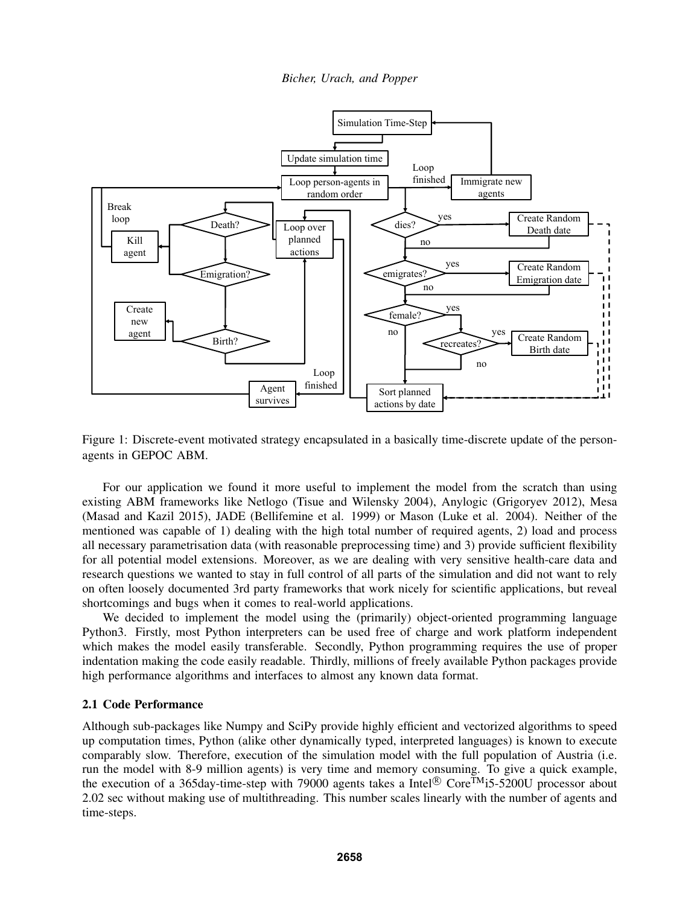Figure 1: Discrete-event motivated strategy encapsulated in a basically time-discrete update of the person-agents in GEPOC ABM.

For our application we found it more useful to implement the model from the scratch than using existing ABM frameworks like Netlogo (Tisue and Wilensky 2004), Anylogic (Grigoryev 2012), Mesa (Masad and Kazil 2015), JADE (Bellifemine et al. 1999) or Mason (Luke et al. 2004). Neither of the mentioned was capable of 1) dealing with the high total number of required agents, 2) load and process all necessary parametrisation data (with reasonable preprocessing time) and 3) provide sufficient flexibility for all potential model extensions. Moreover, as we are dealing with very sensitive health-care data and research questions we wanted to stay in full control of all parts of the simulation and did not want to rely on often loosely documented 3rd party frameworks that work nicely for scientific applications, but reveal shortcomings and bugs when it comes to real-world applications.

We decided to implement the model using the (primarily) object-oriented programming language Python3. Firstly, most Python interpreters can be used free of charge and work platform independent which makes the model easily transferable. Secondly, Python programming requires the use of proper indentation making the code easily readable. Thirdly, millions of freely available Python packages provide high performance algorithms and interfaces to almost any known data format.

### 2.1 Code Performance

Although sub-packages like Numpy and SciPy provide highly efficient and vectorized algorithms to speed up computation times, Python (alike other dynamically typed, interpreted languages) is known to execute comparably slow. Therefore, execution of the simulation model with the full population of Austria (i.e. run the model with 8-9 million agents) is very time and memory consuming. To give a quick example, the execution of a 365day-time-step with 79000 agents takes a Intel® Core™i5-5200U processor about 2.02 sec without making use of multithreading. This number scales linearly with the number of agents and time-steps.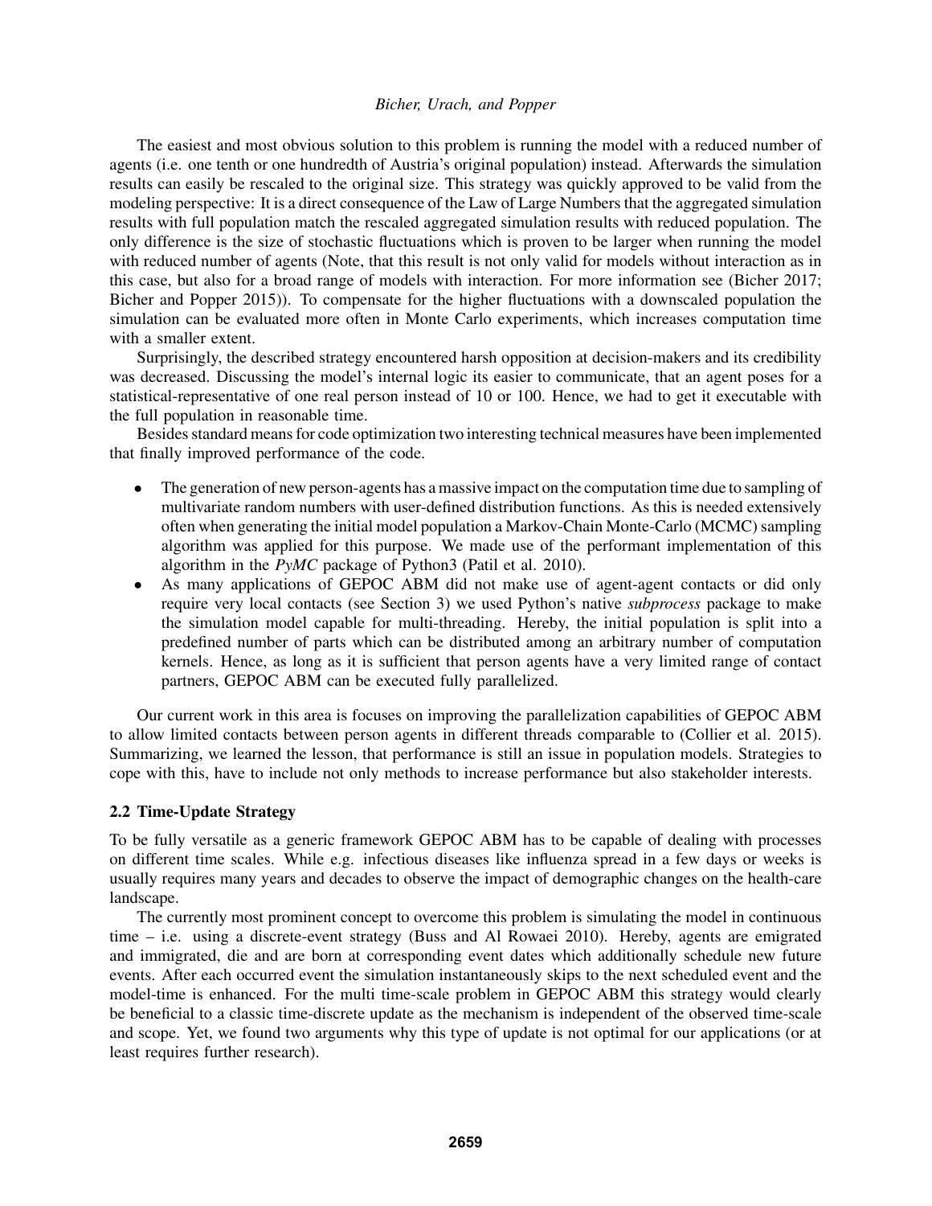The easiest and most obvious solution to this problem is running the model with a reduced number of agents (i.e. one tenth or one hundredth of Austria's original population) instead. Afterwards the simulation results can easily be rescaled to the original size. This strategy was quickly approved to be valid from the modeling perspective: It is a direct consequence of the Law of Large Numbers that the aggregated simulation results with full population match the rescaled aggregated simulation results with reduced population. The only difference is the size of stochastic fluctuations which is proven to be larger when running the model with reduced number of agents (Note, that this result is not only valid for models without interaction as in this case, but also for a broad range of models with interaction. For more information see (Bicher 2017; Bicher and Popper 2015)). To compensate for the higher fluctuations with a downscaled population the simulation can be evaluated more often in Monte Carlo experiments, which increases computation time with a smaller extent.

Surprisingly, the described strategy encountered harsh opposition at decision-makers and its credibility was decreased. Discussing the model's internal logic its easier to communicate, that an agent poses for a statistical-representative of one real person instead of 10 or 100. Hence, we had to get it executable with the full population in reasonable time.

Besides standard means for code optimization two interesting technical measures have been implemented that finally improved performance of the code.

- The generation of new person-agents has a massive impact on the computation time due to sampling of multivariate random numbers with user-defined distribution functions. As this is needed extensively often when generating the initial model population a Markov-Chain Monte-Carlo (MCMC) sampling algorithm was applied for this purpose. We made use of the performant implementation of this algorithm in the *PyMC* package of Python3 (Patil et al. 2010).
- As many applications of GEPOC ABM did not make use of agent-agent contacts or did only require very local contacts (see Section 3) we used Python's native *subprocess* package to make the simulation model capable for multi-threading. Hereby, the initial population is split into a predefined number of parts which can be distributed among an arbitrary number of computation kernels. Hence, as long as it is sufficient that person agents have a very limited range of contact partners, GEPOC ABM can be executed fully parallelized.

Our current work in this area is focuses on improving the parallelization capabilities of GEPOC ABM to allow limited contacts between person agents in different threads comparable to (Collier et al. 2015). Summarizing, we learned the lesson, that performance is still an issue in population models. Strategies to cope with this, have to include not only methods to increase performance but also stakeholder interests.

### 2.2 Time-Update Strategy

To be fully versatile as a generic framework GEPOC ABM has to be capable of dealing with processes on different time scales. While e.g. infectious diseases like influenza spread in a few days or weeks is usually requires many years and decades to observe the impact of demographic changes on the health-care landscape.

The currently most prominent concept to overcome this problem is simulating the model in continuous time – i.e. using a discrete-event strategy (Buss and Al Rowaei 2010). Hereby, agents are emigrated and immigrated, die and are born at corresponding event dates which additionally schedule new future events. After each occurred event the simulation instantaneously skips to the next scheduled event and the model-time is enhanced. For the multi time-scale problem in GEPOC ABM this strategy would clearly be beneficial to a classic time-discrete update as the mechanism is independent of the observed time-scale and scope. Yet, we found two arguments why this type of update is not optimal for our applications (or at least requires further research).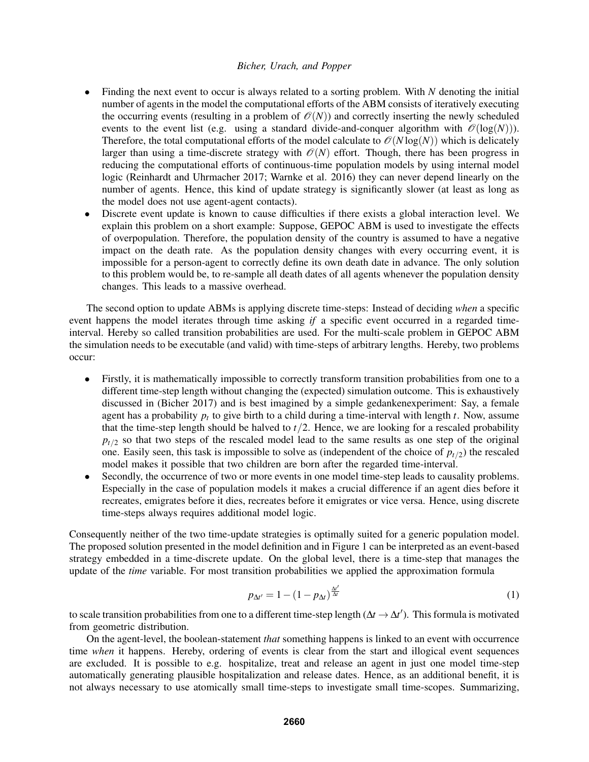- Finding the next event to occur is always related to a sorting problem. With $N$ denoting the initial number of agents in the model the computational efforts of the ABM consists of iteratively executing the occurring events (resulting in a problem of $\mathcal{O}(N)$) and correctly inserting the newly scheduled events to the event list (e.g. using a standard divide-and-conquer algorithm with $\mathcal{O}(\log(N))$). Therefore, the total computational efforts of the model calculate to $\mathcal{O}(N\log(N))$ which is delicately larger than using a time-discrete strategy with $\mathcal{O}(N)$ effort. Though, there has been progress in reducing the computational efforts of continuous-time population models by using internal model logic (Reinhardt and Uhrmacher 2017; Warnke et al. 2016) they can never depend linearly on the number of agents. Hence, this kind of update strategy is significantly slower (at least as long as the model does not use agent-agent contacts).
- Discrete event update is known to cause difficulties if there exists a global interaction level. We explain this problem on a short example: Suppose, GEPOC ABM is used to investigate the effects of overpopulation. Therefore, the population density of the country is assumed to have a negative impact on the death rate. As the population density changes with every occurring event, it is impossible for a person-agent to correctly define its own death date in advance. The only solution to this problem would be, to re-sample all death dates of all agents whenever the population density changes. This leads to a massive overhead.

The second option to update ABMs is applying discrete time-steps: Instead of deciding *when* a specific event happens the model iterates through time asking *if* a specific event occurred in a regarded time-interval. Hereby so called transition probabilities are used. For the multi-scale problem in GEPOC ABM the simulation needs to be executable (and valid) with time-steps of arbitrary lengths. Hereby, two problems occur:

- Firstly, it is mathematically impossible to correctly transform transition probabilities from one to a different time-step length without changing the (expected) simulation outcome. This is exhaustively discussed in (Bicher 2017) and is best imagined by a simple gedankenexperiment: Say, a female agent has a probability $p_t$ to give birth to a child during a time-interval with length $t$. Now, assume that the time-step length should be halved to $t/2$. Hence, we are looking for a rescaled probability $p_{t/2}$ so that two steps of the rescaled model lead to the same results as one step of the original one. Easily seen, this task is impossible to solve as (independent of the choice of $p_{t/2}$) the rescaled model makes it possible that two children are born after the regarded time-interval.
- Secondly, the occurrence of two or more events in one model time-step leads to causality problems. Especially in the case of population models it makes a crucial difference if an agent dies before it recreates, emigrates before it dies, recreates before it emigrates or vice versa. Hence, using discrete time-steps always requires additional model logic.

Consequently neither of the two time-update strategies is optimally suited for a generic population model. The proposed solution presented in the model definition and in Figure 1 can be interpreted as an event-based strategy embedded in a time-discrete update. On the global level, there is a time-step that manages the update of the *time* variable. For most transition probabilities we applied the approximation formula

$$p_{\Delta t'} = 1 - (1 - p_{\Delta t})^{\frac{\Delta t'}{\Delta t}} \tag{1}$$

to scale transition probabilities from one to a different time-step length ($\Delta t \to \Delta t'$). This formula is motivated from geometric distribution.

On the agent-level, the boolean-statement *that* something happens is linked to an event with occurrence time *when* it happens. Hereby, ordering of events is clear from the start and illogical event sequences are excluded. It is possible to e.g. hospitalize, treat and release an agent in just one model time-step automatically generating plausible hospitalization and release dates. Hence, as an additional benefit, it is not always necessary to use atomically small time-steps to investigate small time-scopes. Summarizing,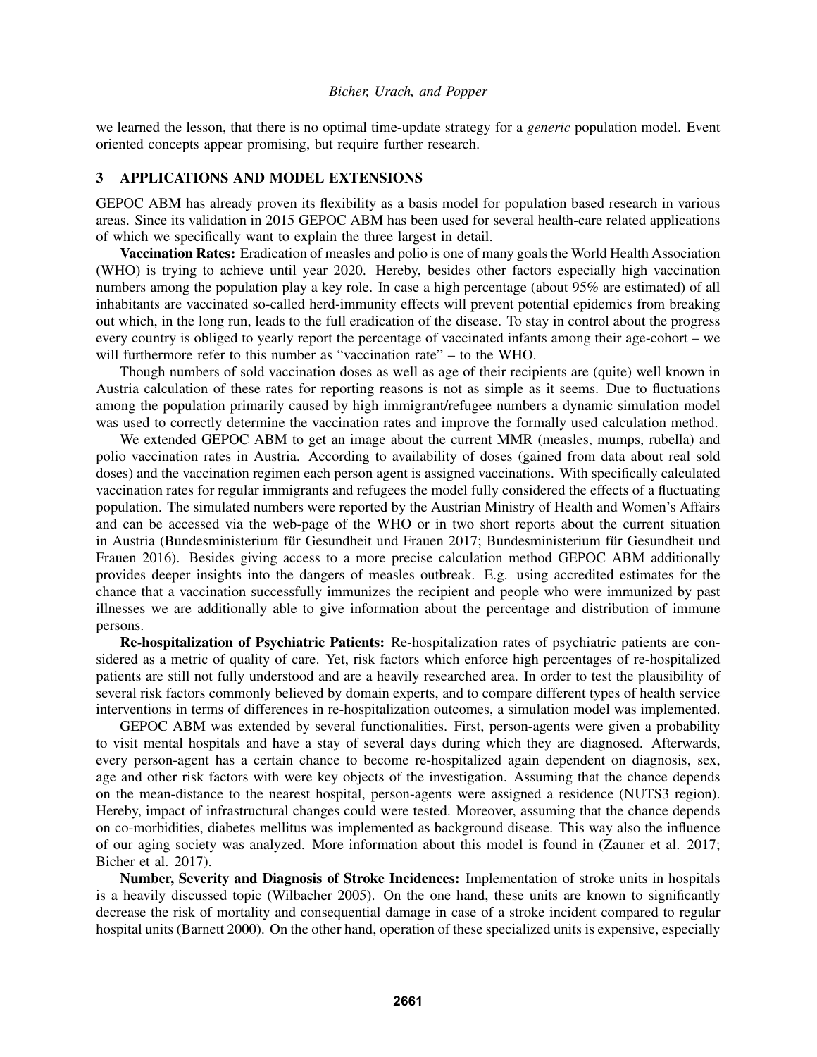we learned the lesson, that there is no optimal time-update strategy for a *generic* population model. Event oriented concepts appear promising, but require further research.

## 3 APPLICATIONS AND MODEL EXTENSIONS

GEPOC ABM has already proven its flexibility as a basis model for population based research in various areas. Since its validation in 2015 GEPOC ABM has been used for several health-care related applications of which we specifically want to explain the three largest in detail.

**Vaccination Rates:** Eradication of measles and polio is one of many goals the World Health Association (WHO) is trying to achieve until year 2020. Hereby, besides other factors especially high vaccination numbers among the population play a key role. In case a high percentage (about 95% are estimated) of all inhabitants are vaccinated so-called herd-immunity effects will prevent potential epidemics from breaking out which, in the long run, leads to the full eradication of the disease. To stay in control about the progress every country is obliged to yearly report the percentage of vaccinated infants among their age-cohort – we will furthermore refer to this number as "vaccination rate" – to the WHO.

Though numbers of sold vaccination doses as well as age of their recipients are (quite) well known in Austria calculation of these rates for reporting reasons is not as simple as it seems. Due to fluctuations among the population primarily caused by high immigrant/refugee numbers a dynamic simulation model was used to correctly determine the vaccination rates and improve the formally used calculation method.

We extended GEPOC ABM to get an image about the current MMR (measles, mumps, rubella) and polio vaccination rates in Austria. According to availability of doses (gained from data about real sold doses) and the vaccination regimen each person agent is assigned vaccinations. With specifically calculated vaccination rates for regular immigrants and refugees the model fully considered the effects of a fluctuating population. The simulated numbers were reported by the Austrian Ministry of Health and Women's Affairs and can be accessed via the web-page of the WHO or in two short reports about the current situation in Austria (Bundesministerium für Gesundheit und Frauen 2017; Bundesministerium für Gesundheit und Frauen 2016). Besides giving access to a more precise calculation method GEPOC ABM additionally provides deeper insights into the dangers of measles outbreak. E.g. using accredited estimates for the chance that a vaccination successfully immunizes the recipient and people who were immunized by past illnesses we are additionally able to give information about the percentage and distribution of immune persons.

**Re-hospitalization of Psychiatric Patients:** Re-hospitalization rates of psychiatric patients are considered as a metric of quality of care. Yet, risk factors which enforce high percentages of re-hospitalized patients are still not fully understood and are a heavily researched area. In order to test the plausibility of several risk factors commonly believed by domain experts, and to compare different types of health service interventions in terms of differences in re-hospitalization outcomes, a simulation model was implemented.

GEPOC ABM was extended by several functionalities. First, person-agents were given a probability to visit mental hospitals and have a stay of several days during which they are diagnosed. Afterwards, every person-agent has a certain chance to become re-hospitalized again dependent on diagnosis, sex, age and other risk factors with were key objects of the investigation. Assuming that the chance depends on the mean-distance to the nearest hospital, person-agents were assigned a residence (NUTS3 region). Hereby, impact of infrastructural changes could were tested. Moreover, assuming that the chance depends on co-morbidities, diabetes mellitus was implemented as background disease. This way also the influence of our aging society was analyzed. More information about this model is found in (Zauner et al. 2017; Bicher et al. 2017).

**Number, Severity and Diagnosis of Stroke Incidences:** Implementation of stroke units in hospitals is a heavily discussed topic (Wilbacher 2005). On the one hand, these units are known to significantly decrease the risk of mortality and consequential damage in case of a stroke incident compared to regular hospital units (Barnett 2000). On the other hand, operation of these specialized units is expensive, especially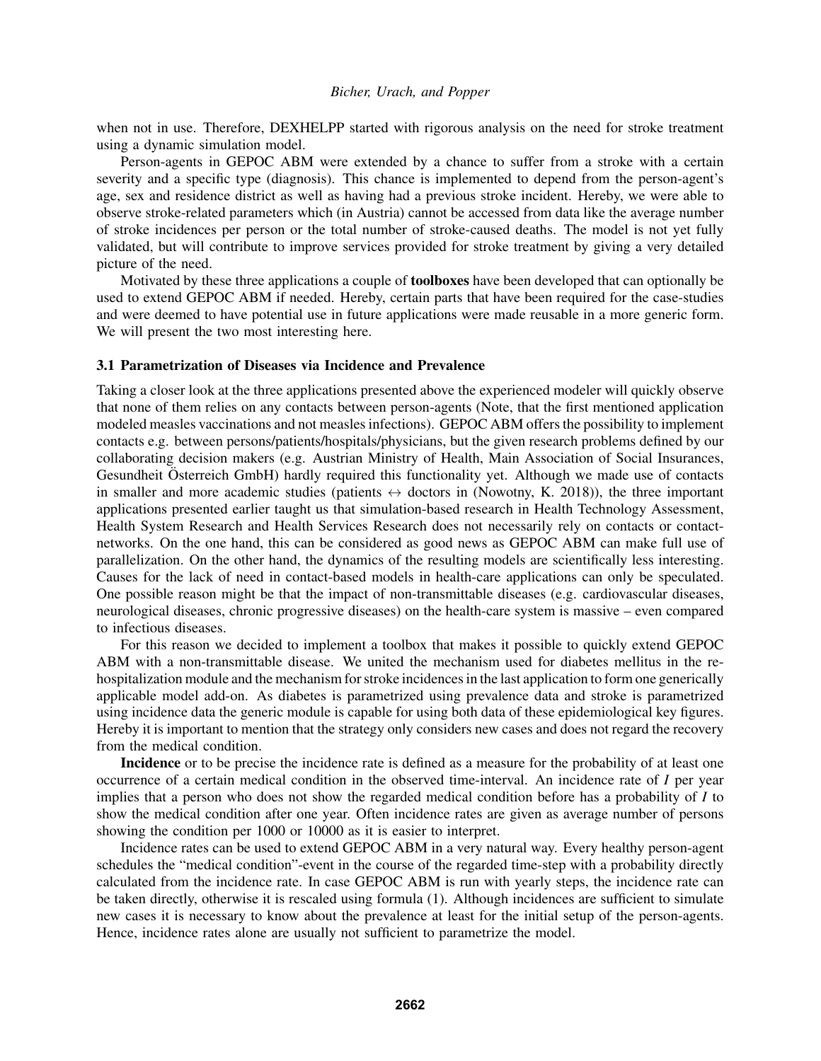when not in use. Therefore, DEXHELPP started with rigorous analysis on the need for stroke treatment using a dynamic simulation model.

Person-agents in GEPOC ABM were extended by a chance to suffer from a stroke with a certain severity and a specific type (diagnosis). This chance is implemented to depend from the person-agent's age, sex and residence district as well as having had a previous stroke incident. Hereby, we were able to observe stroke-related parameters which (in Austria) cannot be accessed from data like the average number of stroke incidences per person or the total number of stroke-caused deaths. The model is not yet fully validated, but will contribute to improve services provided for stroke treatment by giving a very detailed picture of the need.

Motivated by these three applications a couple of **toolboxes** have been developed that can optionally be used to extend GEPOC ABM if needed. Hereby, certain parts that have been required for the case-studies and were deemed to have potential use in future applications were made reusable in a more generic form. We will present the two most interesting here.

### 3.1 Parametrization of Diseases via Incidence and Prevalence

Taking a closer look at the three applications presented above the experienced modeler will quickly observe that none of them relies on any contacts between person-agents (Note, that the first mentioned application modeled measles vaccinations and not measles infections). GEPOC ABM offers the possibility to implement contacts e.g. between persons/patients/hospitals/physicians, but the given research problems defined by our collaborating decision makers (e.g. Austrian Ministry of Health, Main Association of Social Insurances, Gesundheit Österreich GmbH) hardly required this functionality yet. Although we made use of contacts in smaller and more academic studies (patients $\leftrightarrow$ doctors in (Nowotny, K. 2018)), the three important applications presented earlier taught us that simulation-based research in Health Technology Assessment, Health System Research and Health Services Research does not necessarily rely on contacts or contact-networks. On the one hand, this can be considered as good news as GEPOC ABM can make full use of parallelization. On the other hand, the dynamics of the resulting models are scientifically less interesting. Causes for the lack of need in contact-based models in health-care applications can only be speculated. One possible reason might be that the impact of non-transmittable diseases (e.g. cardiovascular diseases, neurological diseases, chronic progressive diseases) on the health-care system is massive – even compared to infectious diseases.

For this reason we decided to implement a toolbox that makes it possible to quickly extend GEPOC ABM with a non-transmittable disease. We united the mechanism used for diabetes mellitus in the re-hospitalization module and the mechanism for stroke incidences in the last application to form one generically applicable model add-on. As diabetes is parametrized using prevalence data and stroke is parametrized using incidence data the generic module is capable for using both data of these epidemiological key figures. Hereby it is important to mention that the strategy only considers new cases and does not regard the recovery from the medical condition.

**Incidence** or to be precise the incidence rate is defined as a measure for the probability of at least one occurrence of a certain medical condition in the observed time-interval. An incidence rate of $I$ per year implies that a person who does not show the regarded medical condition before has a probability of $I$ to show the medical condition after one year. Often incidence rates are given as average number of persons showing the condition per 1000 or 10000 as it is easier to interpret.

Incidence rates can be used to extend GEPOC ABM in a very natural way. Every healthy person-agent schedules the "medical condition"-event in the course of the regarded time-step with a probability directly calculated from the incidence rate. In case GEPOC ABM is run with yearly steps, the incidence rate can be taken directly, otherwise it is rescaled using formula (1). Although incidences are sufficient to simulate new cases it is necessary to know about the prevalence at least for the initial setup of the person-agents. Hence, incidence rates alone are usually not sufficient to parametrize the model.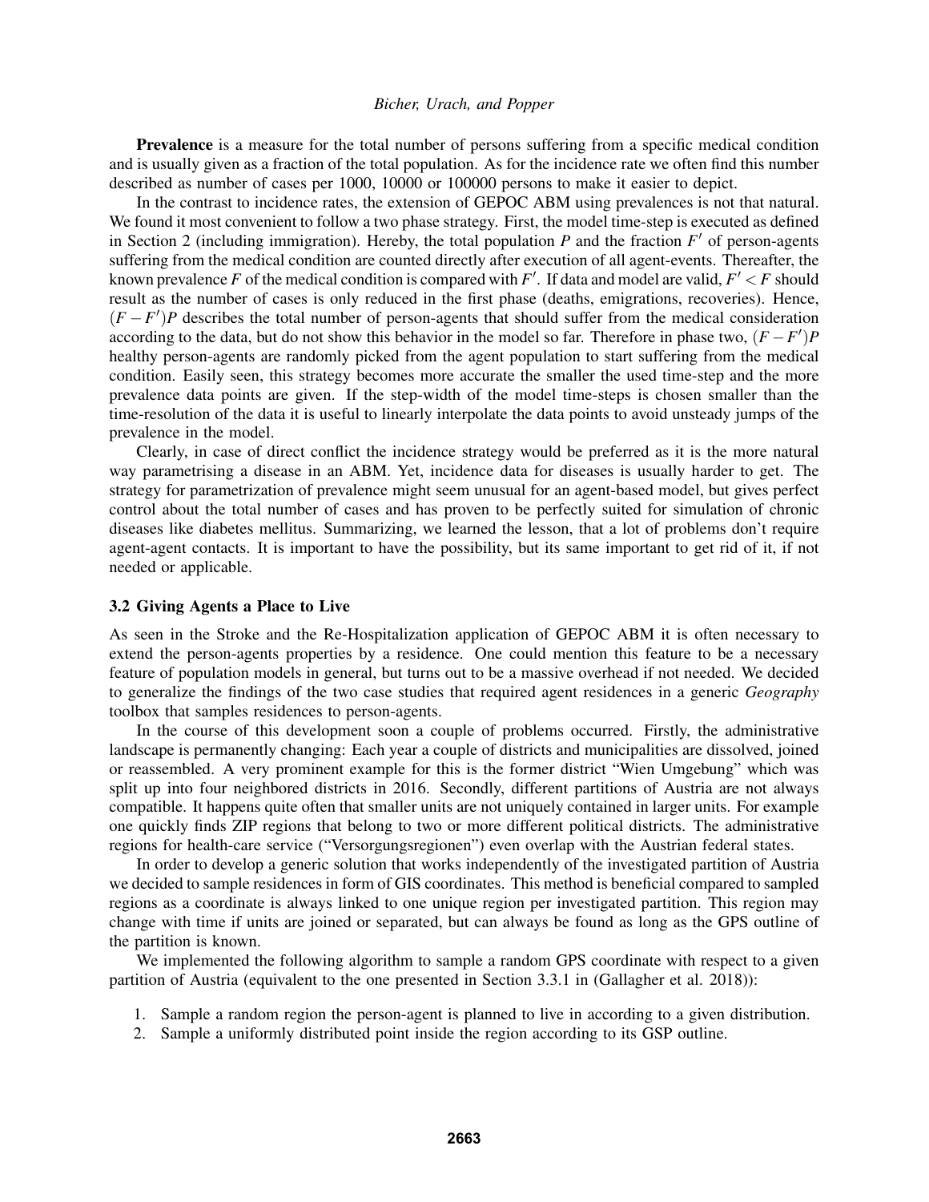**Prevalence** is a measure for the total number of persons suffering from a specific medical condition and is usually given as a fraction of the total population. As for the incidence rate we often find this number described as number of cases per 1000, 10000 or 100000 persons to make it easier to depict.

In the contrast to incidence rates, the extension of GEPOC ABM using prevalences is not that natural. We found it most convenient to follow a two phase strategy. First, the model time-step is executed as defined in Section 2 (including immigration). Hereby, the total population $P$ and the fraction $F'$ of person-agents suffering from the medical condition are counted directly after execution of all agent-events. Thereafter, the known prevalence $F$ of the medical condition is compared with $F'$. If data and model are valid, $F' < F$ should result as the number of cases is only reduced in the first phase (deaths, emigrations, recoveries). Hence, $(F - F')P$ describes the total number of person-agents that should suffer from the medical consideration according to the data, but do not show this behavior in the model so far. Therefore in phase two, $(F - F')P$ healthy person-agents are randomly picked from the agent population to start suffering from the medical condition. Easily seen, this strategy becomes more accurate the smaller the used time-step and the more prevalence data points are given. If the step-width of the model time-steps is chosen smaller than the time-resolution of the data it is useful to linearly interpolate the data points to avoid unsteady jumps of the prevalence in the model.

Clearly, in case of direct conflict the incidence strategy would be preferred as it is the more natural way parametrising a disease in an ABM. Yet, incidence data for diseases is usually harder to get. The strategy for parametrization of prevalence might seem unusual for an agent-based model, but gives perfect control about the total number of cases and has proven to be perfectly suited for simulation of chronic diseases like diabetes mellitus. Summarizing, we learned the lesson, that a lot of problems don't require agent-agent contacts. It is important to have the possibility, but its same important to get rid of it, if not needed or applicable.

### 3.2 Giving Agents a Place to Live

As seen in the Stroke and the Re-Hospitalization application of GEPOC ABM it is often necessary to extend the person-agents properties by a residence. One could mention this feature to be a necessary feature of population models in general, but turns out to be a massive overhead if not needed. We decided to generalize the findings of the two case studies that required agent residences in a generic *Geography* toolbox that samples residences to person-agents.

In the course of this development soon a couple of problems occurred. Firstly, the administrative landscape is permanently changing: Each year a couple of districts and municipalities are dissolved, joined or reassembled. A very prominent example for this is the former district "Wien Umgebung" which was split up into four neighbored districts in 2016. Secondly, different partitions of Austria are not always compatible. It happens quite often that smaller units are not uniquely contained in larger units. For example one quickly finds ZIP regions that belong to two or more different political districts. The administrative regions for health-care service ("Versorgungsregionen") even overlap with the Austrian federal states.

In order to develop a generic solution that works independently of the investigated partition of Austria we decided to sample residences in form of GIS coordinates. This method is beneficial compared to sampled regions as a coordinate is always linked to one unique region per investigated partition. This region may change with time if units are joined or separated, but can always be found as long as the GPS outline of the partition is known.

We implemented the following algorithm to sample a random GPS coordinate with respect to a given partition of Austria (equivalent to the one presented in Section 3.3.1 in (Gallagher et al. 2018)):

1. Sample a random region the person-agent is planned to live in according to a given distribution.
2. Sample a uniformly distributed point inside the region according to its GSP outline.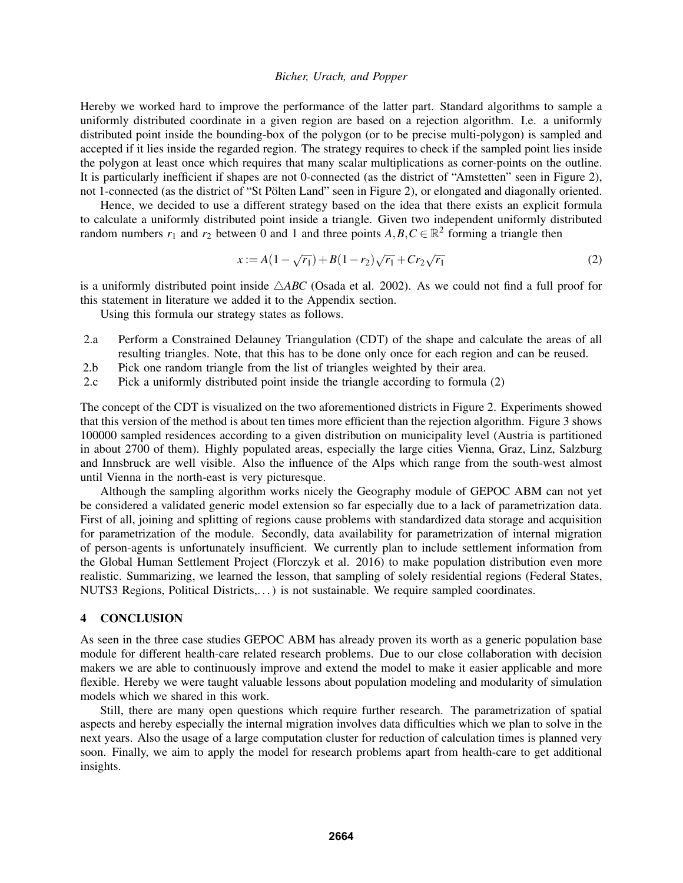Hereby we worked hard to improve the performance of the latter part. Standard algorithms to sample a uniformly distributed coordinate in a given region are based on a rejection algorithm. I.e. a uniformly distributed point inside the bounding-box of the polygon (or to be precise multi-polygon) is sampled and accepted if it lies inside the regarded region. The strategy requires to check if the sampled point lies inside the polygon at least once which requires that many scalar multiplications as corner-points on the outline. It is particularly inefficient if shapes are not 0-connected (as the district of "Amstetten" seen in Figure 2), not 1-connected (as the district of "St Pölten Land" seen in Figure 2), or elongated and diagonally oriented.

Hence, we decided to use a different strategy based on the idea that there exists an explicit formula to calculate a uniformly distributed point inside a triangle. Given two independent uniformly distributed random numbers $r_1$ and $r_2$ between 0 and 1 and three points $A, B, C \in \mathbb{R}^2$ forming a triangle then

$$x := A(1-\sqrt{r_1}) + B(1-r_2)\sqrt{r_1} + Cr_2\sqrt{r_1} \tag{2}$$

is a uniformly distributed point inside $\triangle ABC$ (Osada et al. 2002). As we could not find a full proof for this statement in literature we added it to the Appendix section.

Using this formula our strategy states as follows.

- 2.a Perform a Constrained Delauney Triangulation (CDT) of the shape and calculate the areas of all resulting triangles. Note, that this has to be done only once for each region and can be reused.
- 2.b Pick one random triangle from the list of triangles weighted by their area.
- 2.c Pick a uniformly distributed point inside the triangle according to formula (2)

The concept of the CDT is visualized on the two aforementioned districts in Figure 2. Experiments showed that this version of the method is about ten times more efficient than the rejection algorithm. Figure 3 shows 100000 sampled residences according to a given distribution on municipality level (Austria is partitioned in about 2700 of them). Highly populated areas, especially the large cities Vienna, Graz, Linz, Salzburg and Innsbruck are well visible. Also the influence of the Alps which range from the south-west almost until Vienna in the north-east is very picturesque.

Although the sampling algorithm works nicely the Geography module of GEPOC ABM can not yet be considered a validated generic model extension so far especially due to a lack of parametrization data. First of all, joining and splitting of regions cause problems with standardized data storage and acquisition for parametrization of the module. Secondly, data availability for parametrization of internal migration of person-agents is unfortunately insufficient. We currently plan to include settlement information from the Global Human Settlement Project (Florczyk et al. 2016) to make population distribution even more realistic. Summarizing, we learned the lesson, that sampling of solely residential regions (Federal States, NUTS3 Regions, Political Districts,...) is not sustainable. We require sampled coordinates.

## 4 CONCLUSION

As seen in the three case studies GEPOC ABM has already proven its worth as a generic population base module for different health-care related research problems. Due to our close collaboration with decision makers we are able to continuously improve and extend the model to make it easier applicable and more flexible. Hereby we were taught valuable lessons about population modeling and modularity of simulation models which we shared in this work.

Still, there are many open questions which require further research. The parametrization of spatial aspects and hereby especially the internal migration involves data difficulties which we plan to solve in the next years. Also the usage of a large computation cluster for reduction of calculation times is planned very soon. Finally, we aim to apply the model for research problems apart from health-care to get additional insights.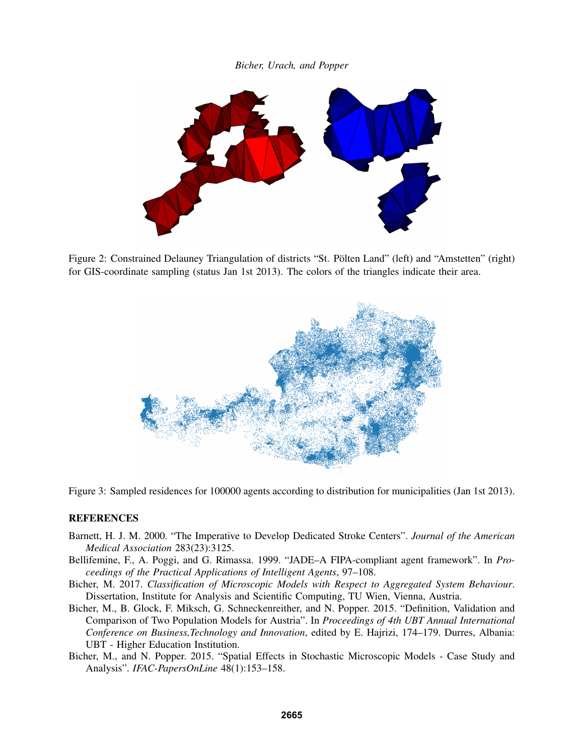Figure 2: Constrained Delauney Triangulation of districts "St. Pölten Land" (left) and "Amstetten" (right) for GIS-coordinate sampling (status Jan 1st 2013). The colors of the triangles indicate their area.

Figure 3: Sampled residences for 100000 agents according to distribution for municipalities (Jan 1st 2013).

## REFERENCES

Barnett, H. J. M. 2000. "The Imperative to Develop Dedicated Stroke Centers". *Journal of the American Medical Association* 283(23):3125.

Bellifemine, F., A. Poggi, and G. Rimassa. 1999. "JADE–A FIPA-compliant agent framework". In *Proceedings of the Practical Applications of Intelligent Agents*, 97–108.

Bicher, M. 2017. *Classification of Microscopic Models with Respect to Aggregated System Behaviour*. Dissertation, Institute for Analysis and Scientific Computing, TU Wien, Vienna, Austria.

Bicher, M., B. Glock, F. Miksch, G. Schneckenreither, and N. Popper. 2015. "Definition, Validation and Comparison of Two Population Models for Austria". In *Proceedings of 4th UBT Annual International Conference on Business,Technology and Innovation*, edited by E. Hajrizi, 174–179. Durres, Albania: UBT - Higher Education Institution.

Bicher, M., and N. Popper. 2015. "Spatial Effects in Stochastic Microscopic Models - Case Study and Analysis". *IFAC-PapersOnLine* 48(1):153–158.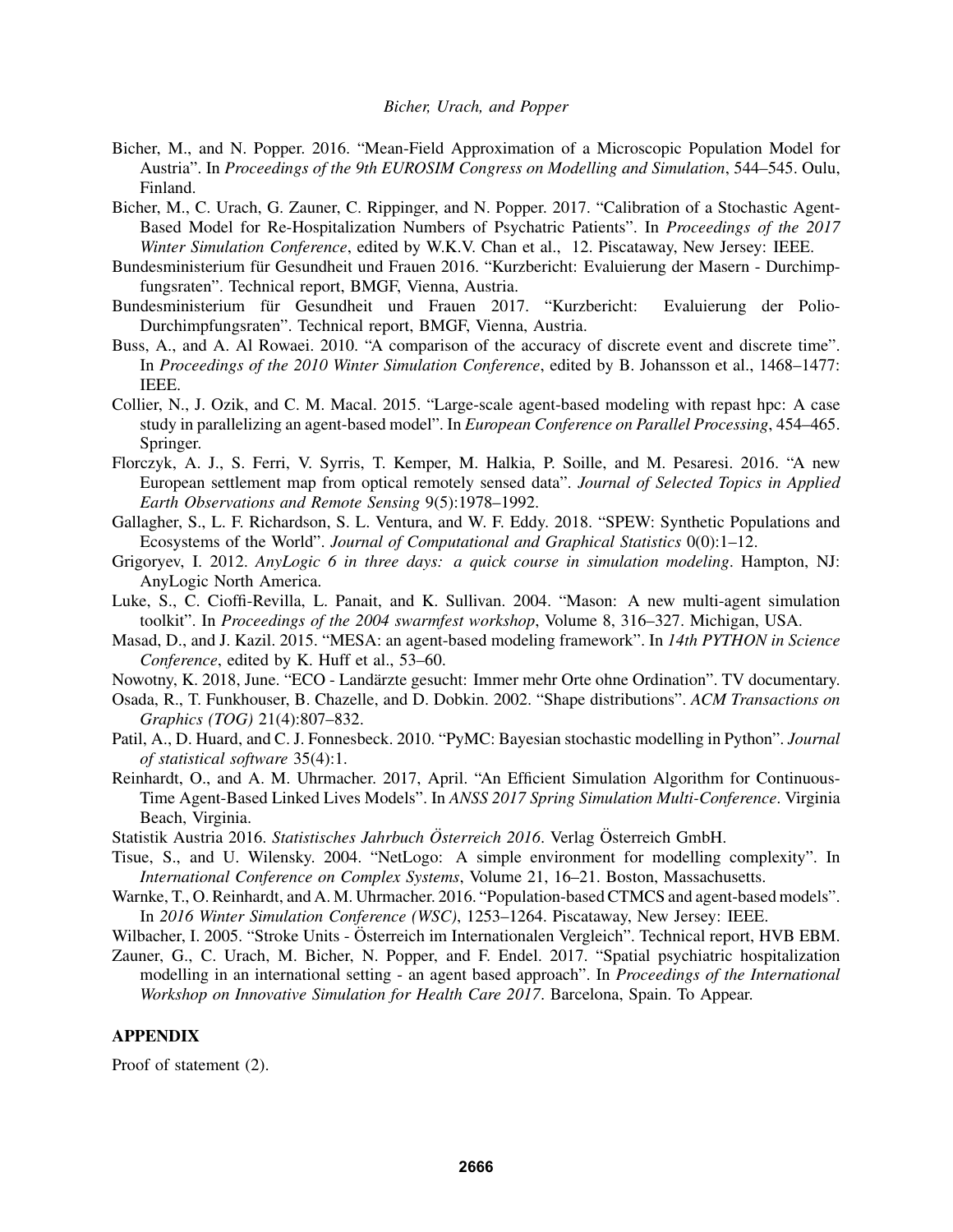Bicher, M., and N. Popper. 2016. "Mean-Field Approximation of a Microscopic Population Model for Austria". In *Proceedings of the 9th EUROSIM Congress on Modelling and Simulation*, 544–545. Oulu, Finland.

Bicher, M., C. Urach, G. Zauner, C. Rippinger, and N. Popper. 2017. "Calibration of a Stochastic Agent-Based Model for Re-Hospitalization Numbers of Psychatric Patients". In *Proceedings of the 2017 Winter Simulation Conference*, edited by W.K.V. Chan et al., 12. Piscataway, New Jersey: IEEE.

Bundesministerium für Gesundheit und Frauen 2016. "Kurzbericht: Evaluierung der Masern - Durchimpfungsraten". Technical report, BMGF, Vienna, Austria.

Bundesministerium für Gesundheit und Frauen 2017. "Kurzbericht: Evaluierung der Polio-Durchimpfungsraten". Technical report, BMGF, Vienna, Austria.

Buss, A., and A. Al Rowaei. 2010. "A comparison of the accuracy of discrete event and discrete time". In *Proceedings of the 2010 Winter Simulation Conference*, edited by B. Johansson et al., 1468–1477: IEEE.

Collier, N., J. Ozik, and C. M. Macal. 2015. "Large-scale agent-based modeling with repast hpc: A case study in parallelizing an agent-based model". In *European Conference on Parallel Processing*, 454–465. Springer.

Florczyk, A. J., S. Ferri, V. Syrris, T. Kemper, M. Halkia, P. Soille, and M. Pesaresi. 2016. "A new European settlement map from optical remotely sensed data". *Journal of Selected Topics in Applied Earth Observations and Remote Sensing* 9(5):1978–1992.

Gallagher, S., L. F. Richardson, S. L. Ventura, and W. F. Eddy. 2018. "SPEW: Synthetic Populations and Ecosystems of the World". *Journal of Computational and Graphical Statistics* 0(0):1–12.

Grigoryev, I. 2012. *AnyLogic 6 in three days: a quick course in simulation modeling*. Hampton, NJ: AnyLogic North America.

Luke, S., C. Cioffi-Revilla, L. Panait, and K. Sullivan. 2004. "Mason: A new multi-agent simulation toolkit". In *Proceedings of the 2004 swarmfest workshop*, Volume 8, 316–327. Michigan, USA.

Masad, D., and J. Kazil. 2015. "MESA: an agent-based modeling framework". In *14th PYTHON in Science Conference*, edited by K. Huff et al., 53–60.

Nowotny, K. 2018, June. "ECO - Landärzte gesucht: Immer mehr Orte ohne Ordination". TV documentary.

Osada, R., T. Funkhouser, B. Chazelle, and D. Dobkin. 2002. "Shape distributions". *ACM Transactions on Graphics (TOG)* 21(4):807–832.

Patil, A., D. Huard, and C. J. Fonnesbeck. 2010. "PyMC: Bayesian stochastic modelling in Python". *Journal of statistical software* 35(4):1.

Reinhardt, O., and A. M. Uhrmacher. 2017, April. "An Efficient Simulation Algorithm for Continuous-Time Agent-Based Linked Lives Models". In *ANSS 2017 Spring Simulation Multi-Conference*. Virginia Beach, Virginia.

Statistik Austria 2016. *Statistisches Jahrbuch Österreich 2016*. Verlag Österreich GmbH.

Tisue, S., and U. Wilensky. 2004. "NetLogo: A simple environment for modelling complexity". In *International Conference on Complex Systems*, Volume 21, 16–21. Boston, Massachusetts.

Warnke, T., O. Reinhardt, and A. M. Uhrmacher. 2016. "Population-based CTMCS and agent-based models". In *2016 Winter Simulation Conference (WSC)*, 1253–1264. Piscataway, New Jersey: IEEE.

Wilbacher, I. 2005. "Stroke Units - Österreich im Internationalen Vergleich". Technical report, HVB EBM.

Zauner, G., C. Urach, M. Bicher, N. Popper, and F. Endel. 2017. "Spatial psychiatric hospitalization modelling in an international setting - an agent based approach". In *Proceedings of the International Workshop on Innovative Simulation for Health Care 2017*. Barcelona, Spain. To Appear.

## APPENDIX

Proof of statement (2).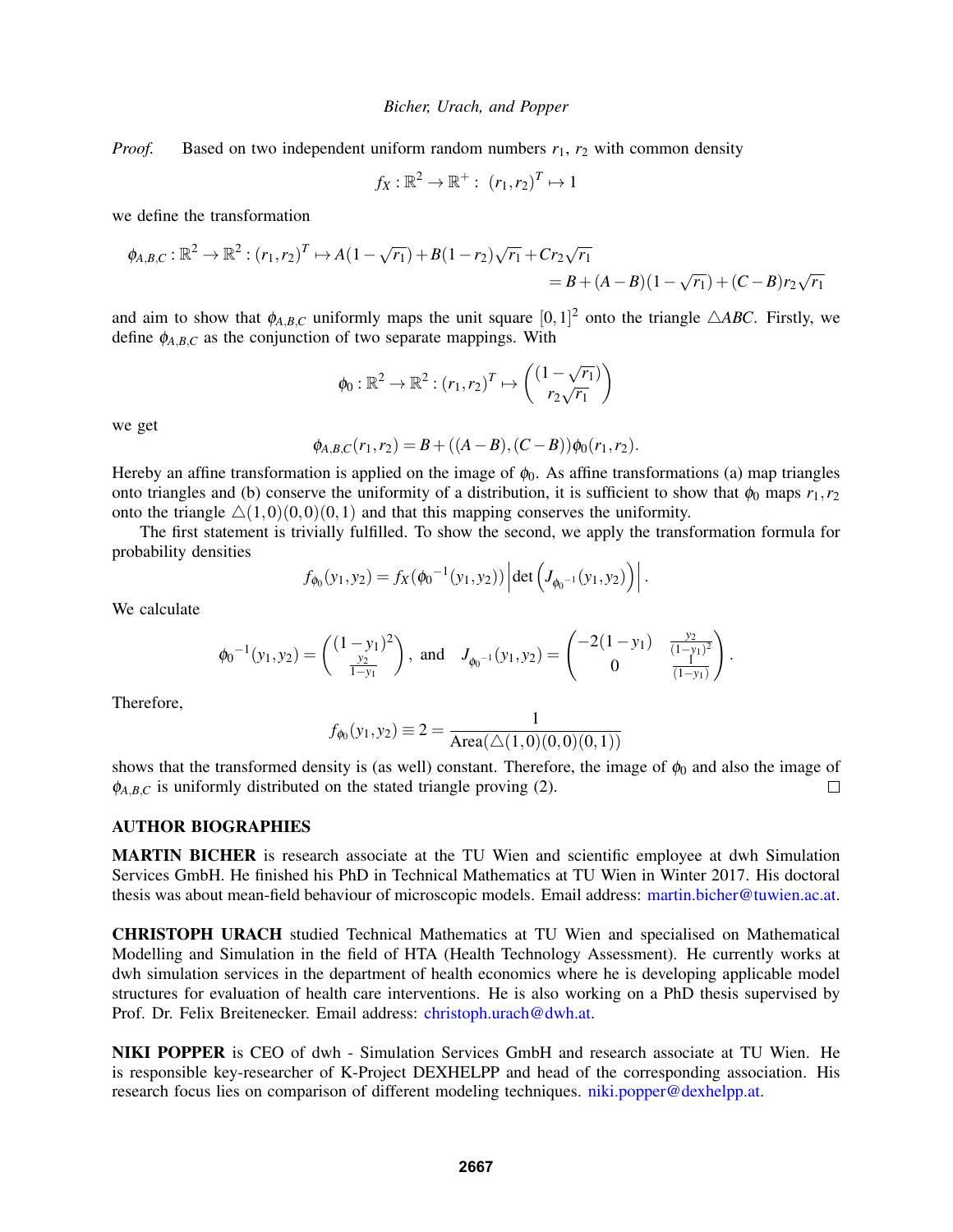*Proof.* Based on two independent uniform random numbers $r_1$, $r_2$ with common density

$$f_X : \mathbb{R}^2 \to \mathbb{R}^+ : \; (r_1, r_2)^T \mapsto 1$$

we define the transformation

$$\phi_{A,B,C} : \mathbb{R}^2 \to \mathbb{R}^2 : (r_1, r_2)^T \mapsto A(1-\sqrt{r_1}) + B(1-r_2)\sqrt{r_1} + Cr_2\sqrt{r_1}$$
$$= B + (A-B)(1-\sqrt{r_1}) + (C-B)r_2\sqrt{r_1}$$

and aim to show that $\phi_{A,B,C}$ uniformly maps the unit square $[0,1]^2$ onto the triangle $\triangle ABC$. Firstly, we define $\phi_{A,B,C}$ as the conjunction of two separate mappings. With

$$\phi_0 : \mathbb{R}^2 \to \mathbb{R}^2 : (r_1, r_2)^T \mapsto \begin{pmatrix} (1-\sqrt{r_1}) \\ r_2\sqrt{r_1} \end{pmatrix}$$

we get

$$\phi_{A,B,C}(r_1, r_2) = B + ((A-B), (C-B))\phi_0(r_1, r_2).$$

Hereby an affine transformation is applied on the image of $\phi_0$. As affine transformations (a) map triangles onto triangles and (b) conserve the uniformity of a distribution, it is sufficient to show that $\phi_0$ maps $r_1, r_2$ onto the triangle $\triangle(1,0)(0,0)(0,1)$ and that this mapping conserves the uniformity.

The first statement is trivially fulfilled. To show the second, we apply the transformation formula for probability densities

$$f_{\phi_0}(y_1, y_2) = f_X({\phi_0}^{-1}(y_1, y_2)) \left| \det \left( J_{{\phi_0}^{-1}}(y_1, y_2) \right) \right|.$$

We calculate

$${\phi_0}^{-1}(y_1, y_2) = \begin{pmatrix} (1-y_1)^2 \\ \frac{y_2}{1-y_1} \end{pmatrix}, \text{ and } \quad J_{{\phi_0}^{-1}}(y_1, y_2) = \begin{pmatrix} -2(1-y_1) & \frac{y_2}{(1-y_1)^2} \\ 0 & \frac{1}{(1-y_1)} \end{pmatrix}.$$

Therefore,

$$f_{\phi_0}(y_1, y_2) \equiv 2 = \frac{1}{\text{Area}(\triangle(1,0)(0,0)(0,1))}$$

shows that the transformed density is (as well) constant. Therefore, the image of $\phi_0$ and also the image of $\phi_{A,B,C}$ is uniformly distributed on the stated triangle proving (2). □

## AUTHOR BIOGRAPHIES

**MARTIN BICHER** is research associate at the TU Wien and scientific employee at dwh Simulation Services GmbH. He finished his PhD in Technical Mathematics at TU Wien in Winter 2017. His doctoral thesis was about mean-field behaviour of microscopic models. Email address: martin.bicher@tuwien.ac.at.

**CHRISTOPH URACH** studied Technical Mathematics at TU Wien and specialised on Mathematical Modelling and Simulation in the field of HTA (Health Technology Assessment). He currently works at dwh simulation services in the department of health economics where he is developing applicable model structures for evaluation of health care interventions. He is also working on a PhD thesis supervised by Prof. Dr. Felix Breitenecker. Email address: christoph.urach@dwh.at.

**NIKI POPPER** is CEO of dwh - Simulation Services GmbH and research associate at TU Wien. He is responsible key-researcher of K-Project DEXHELPP and head of the corresponding association. His research focus lies on comparison of different modeling techniques. niki.popper@dexhelpp.at.